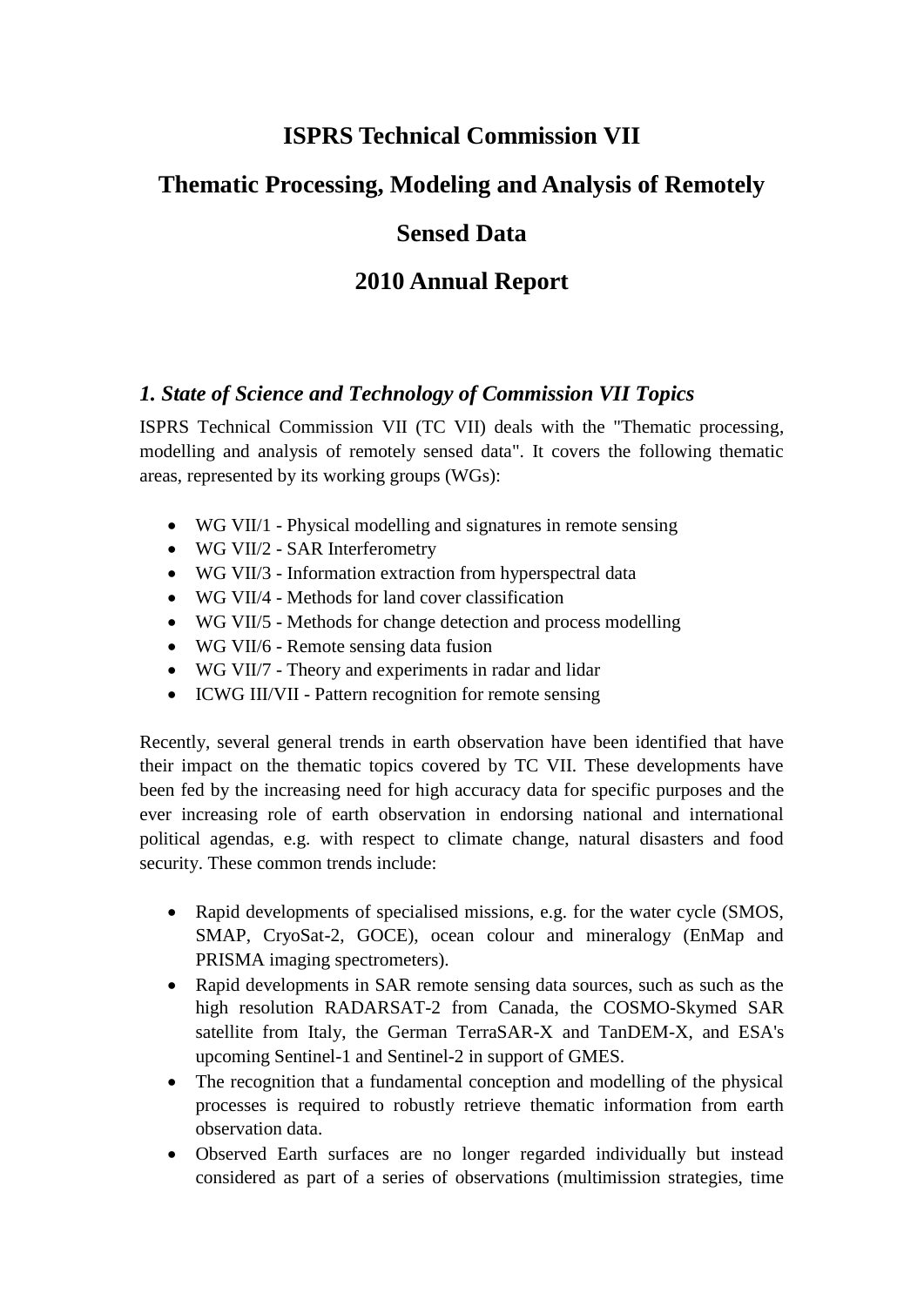# ISPRS Technical Commission VII

# Thematic Processing, Modeling and Analysis of Remotely Sensed Data

# 2010 Annual Report

## *1. State of Science and Technology of Commission VII Topics*

ISPRS Technical Commission VII (TC VII) deals with the "Thematic processing, modelling and analysis of remotely sensed data". It covers the following thematic areas, represented by its working groups (WGs):

- WG VII/1 - Physical modelling and signatures in remote sensing
- WG VII/2 - SAR Interferometry
- WG VII/3 - Information extraction from hyperspectral data
- WG VII/4 - Methods for land cover classification
- WG VII/5 - Methods for change detection and process modelling
- WG VII/6 - Remote sensing data fusion
- WG VII/7 - Theory and experiments in radar and lidar
- ICWG III/VII - Pattern recognition for remote sensing

Recently, several general trends in earth observation have been identified that have their impact on the thematic topics covered by TC VII. These developments have been fed by the increasing need for high accuracy data for specific purposes and the ever increasing role of earth observation in endorsing national and international political agendas, e.g. with respect to climate change, natural disasters and food security. These common trends include:

- Rapid developments of specialised missions, e.g. for the water cycle (SMOS, SMAP, CryoSat-2, GOCE), ocean colour and mineralogy (EnMap and PRISMA imaging spectrometers).
- Rapid developments in SAR remote sensing data sources, such as such as the high resolution RADARSAT-2 from Canada, the COSMO-Skymed SAR satellite from Italy, the German TerraSAR-X and TanDEM-X, and ESA's upcoming Sentinel-1 and Sentinel-2 in support of GMES.
- The recognition that a fundamental conception and modelling of the physical processes is required to robustly retrieve thematic information from earth observation data.
- Observed Earth surfaces are no longer regarded individually but instead considered as part of a series of observations (multimission strategies, time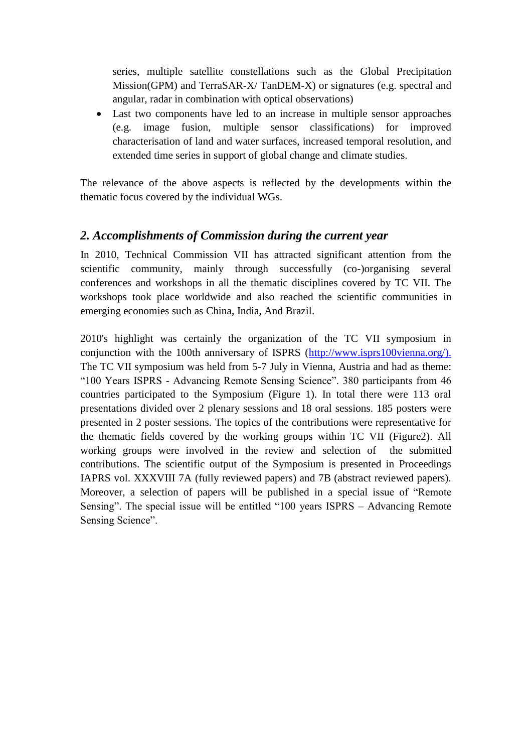series, multiple satellite constellations such as the Global Precipitation Mission(GPM) and TerraSAR-X/ TanDEM-X) or signatures (e.g. spectral and angular, radar in combination with optical observations)

- Last two components have led to an increase in multiple sensor approaches (e.g. image fusion, multiple sensor classifications) for improved characterisation of land and water surfaces, increased temporal resolution, and extended time series in support of global change and climate studies.

The relevance of the above aspects is reflected by the developments within the thematic focus covered by the individual WGs.

## *2. Accomplishments of Commission during the current year*

In 2010, Technical Commission VII has attracted significant attention from the scientific community, mainly through successfully (co-)organising several conferences and workshops in all the thematic disciplines covered by TC VII. The workshops took place worldwide and also reached the scientific communities in emerging economies such as China, India, And Brazil.

2010's highlight was certainly the organization of the TC VII symposium in conjunction with the 100th anniversary of ISPRS (http://www.isprs100vienna.org/). The TC VII symposium was held from 5-7 July in Vienna, Austria and had as theme: "100 Years ISPRS - Advancing Remote Sensing Science". 380 participants from 46 countries participated to the Symposium (Figure 1). In total there were 113 oral presentations divided over 2 plenary sessions and 18 oral sessions. 185 posters were presented in 2 poster sessions. The topics of the contributions were representative for the thematic fields covered by the working groups within TC VII (Figure2). All working groups were involved in the review and selection of the submitted contributions. The scientific output of the Symposium is presented in Proceedings IAPRS vol. XXXVIII 7A (fully reviewed papers) and 7B (abstract reviewed papers). Moreover, a selection of papers will be published in a special issue of "Remote Sensing". The special issue will be entitled "100 years ISPRS – Advancing Remote Sensing Science".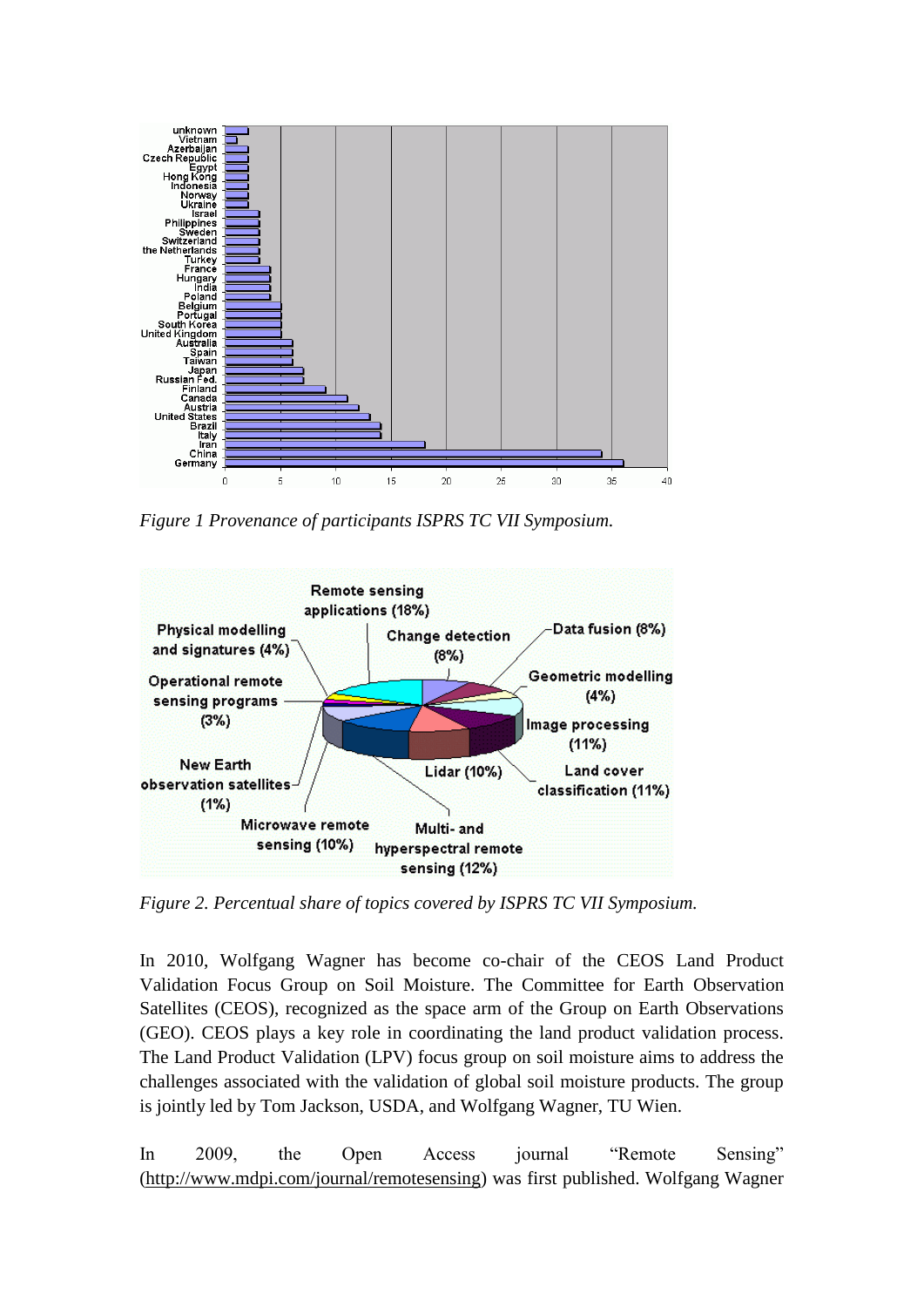*Figure 1 Provenance of participants ISPRS TC VII Symposium.*

*Figure 2. Percentual share of topics covered by ISPRS TC VII Symposium.*

In 2010, Wolfgang Wagner has become co-chair of the CEOS Land Product Validation Focus Group on Soil Moisture. The Committee for Earth Observation Satellites (CEOS), recognized as the space arm of the Group on Earth Observations (GEO). CEOS plays a key role in coordinating the land product validation process. The Land Product Validation (LPV) focus group on soil moisture aims to address the challenges associated with the validation of global soil moisture products. The group is jointly led by Tom Jackson, USDA, and Wolfgang Wagner, TU Wien.

In 2009, the Open Access journal "Remote Sensing" (http://www.mdpi.com/journal/remotesensing) was first published. Wolfgang Wagner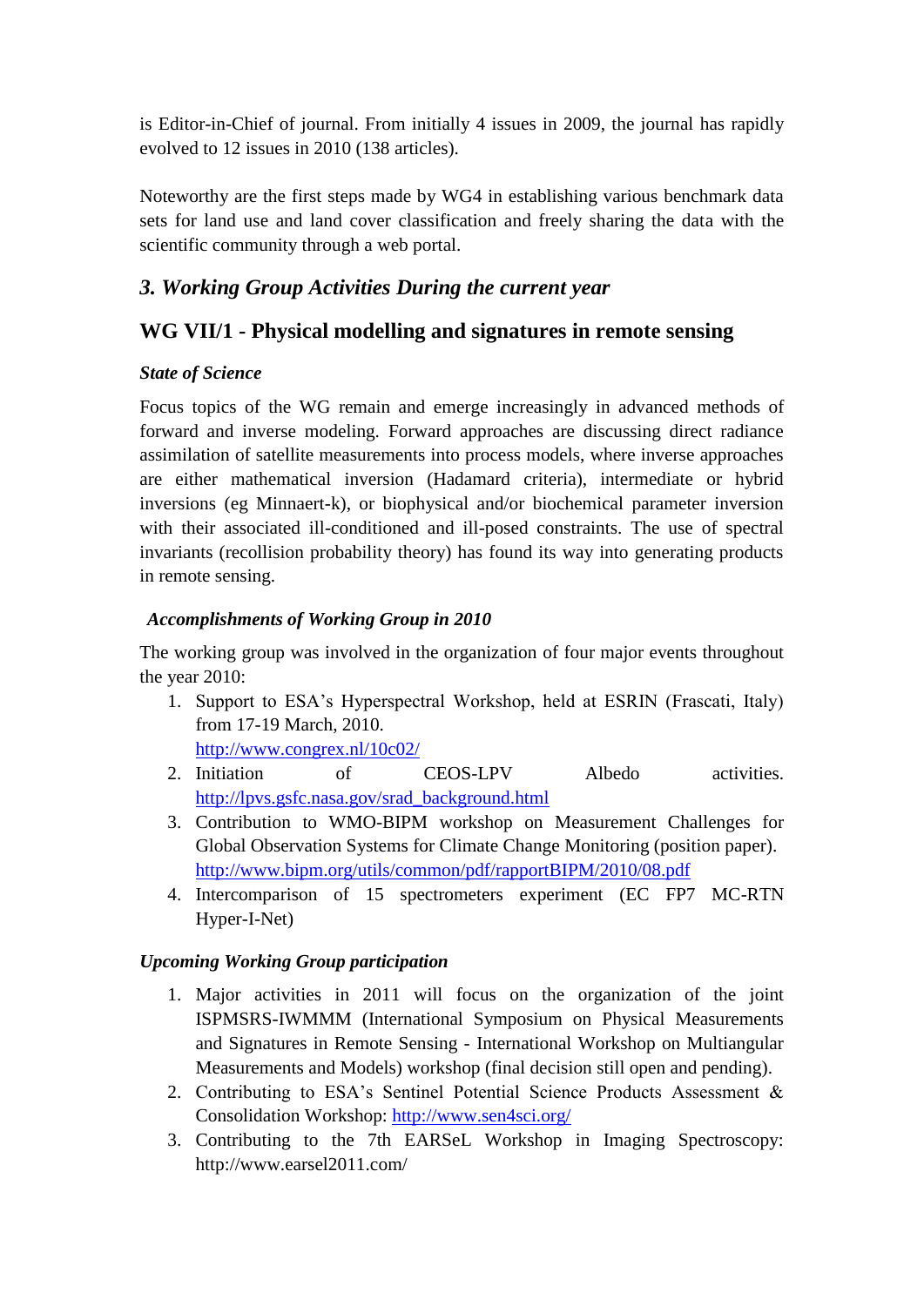is Editor-in-Chief of journal. From initially 4 issues in 2009, the journal has rapidly evolved to 12 issues in 2010 (138 articles).

Noteworthy are the first steps made by WG4 in establishing various benchmark data sets for land use and land cover classification and freely sharing the data with the scientific community through a web portal.

## *3. Working Group Activities During the current year*

## WG VII/1 - Physical modelling and signatures in remote sensing

### *State of Science*

Focus topics of the WG remain and emerge increasingly in advanced methods of forward and inverse modeling. Forward approaches are discussing direct radiance assimilation of satellite measurements into process models, where inverse approaches are either mathematical inversion (Hadamard criteria), intermediate or hybrid inversions (eg Minnaert-k), or biophysical and/or biochemical parameter inversion with their associated ill-conditioned and ill-posed constraints. The use of spectral invariants (recollision probability theory) has found its way into generating products in remote sensing.

### *Accomplishments of Working Group in 2010*

The working group was involved in the organization of four major events throughout the year 2010:

1. Support to ESA's Hyperspectral Workshop, held at ESRIN (Frascati, Italy) from 17-19 March, 2010. http://www.congrex.nl/10c02/
2. Initiation of CEOS-LPV Albedo activities. http://lpvs.gsfc.nasa.gov/srad_background.html
3. Contribution to WMO-BIPM workshop on Measurement Challenges for Global Observation Systems for Climate Change Monitoring (position paper). http://www.bipm.org/utils/common/pdf/rapportBIPM/2010/08.pdf
4. Intercomparison of 15 spectrometers experiment (EC FP7 MC-RTN Hyper-I-Net)

### *Upcoming Working Group participation*

1. Major activities in 2011 will focus on the organization of the joint ISPMSRS-IWMMM (International Symposium on Physical Measurements and Signatures in Remote Sensing - International Workshop on Multiangular Measurements and Models) workshop (final decision still open and pending).
2. Contributing to ESA's Sentinel Potential Science Products Assessment & Consolidation Workshop: http://www.sen4sci.org/
3. Contributing to the 7th EARSeL Workshop in Imaging Spectroscopy: http://www.earsel2011.com/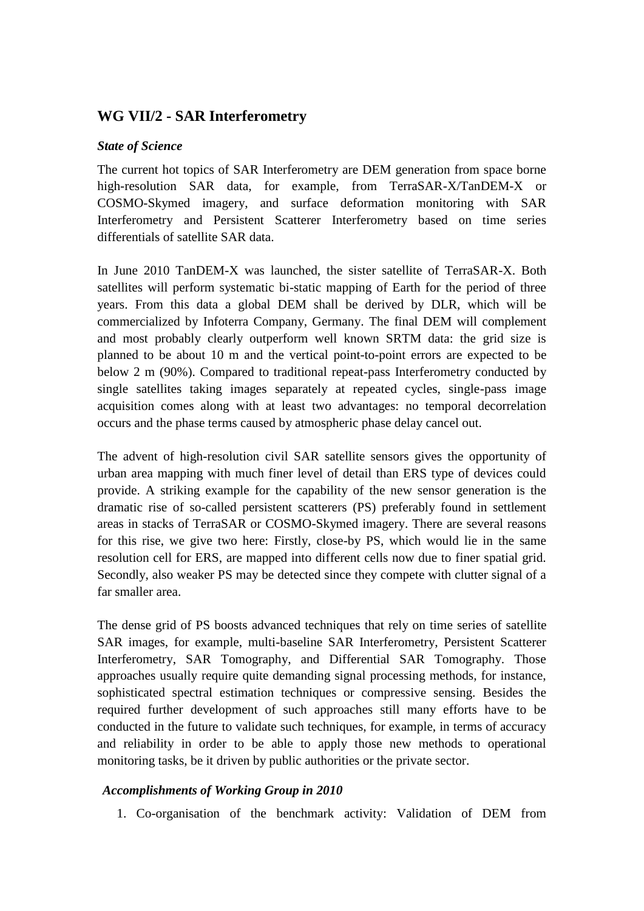## WG VII/2 - SAR Interferometry

### *State of Science*

The current hot topics of SAR Interferometry are DEM generation from space borne high-resolution SAR data, for example, from TerraSAR-X/TanDEM-X or COSMO-Skymed imagery, and surface deformation monitoring with SAR Interferometry and Persistent Scatterer Interferometry based on time series differentials of satellite SAR data.

In June 2010 TanDEM-X was launched, the sister satellite of TerraSAR-X. Both satellites will perform systematic bi-static mapping of Earth for the period of three years. From this data a global DEM shall be derived by DLR, which will be commercialized by Infoterra Company, Germany. The final DEM will complement and most probably clearly outperform well known SRTM data: the grid size is planned to be about 10 m and the vertical point-to-point errors are expected to be below 2 m (90%). Compared to traditional repeat-pass Interferometry conducted by single satellites taking images separately at repeated cycles, single-pass image acquisition comes along with at least two advantages: no temporal decorrelation occurs and the phase terms caused by atmospheric phase delay cancel out.

The advent of high-resolution civil SAR satellite sensors gives the opportunity of urban area mapping with much finer level of detail than ERS type of devices could provide. A striking example for the capability of the new sensor generation is the dramatic rise of so-called persistent scatterers (PS) preferably found in settlement areas in stacks of TerraSAR or COSMO-Skymed imagery. There are several reasons for this rise, we give two here: Firstly, close-by PS, which would lie in the same resolution cell for ERS, are mapped into different cells now due to finer spatial grid. Secondly, also weaker PS may be detected since they compete with clutter signal of a far smaller area.

The dense grid of PS boosts advanced techniques that rely on time series of satellite SAR images, for example, multi-baseline SAR Interferometry, Persistent Scatterer Interferometry, SAR Tomography, and Differential SAR Tomography. Those approaches usually require quite demanding signal processing methods, for instance, sophisticated spectral estimation techniques or compressive sensing. Besides the required further development of such approaches still many efforts have to be conducted in the future to validate such techniques, for example, in terms of accuracy and reliability in order to be able to apply those new methods to operational monitoring tasks, be it driven by public authorities or the private sector.

### *Accomplishments of Working Group in 2010*

1. Co-organisation of the benchmark activity: Validation of DEM from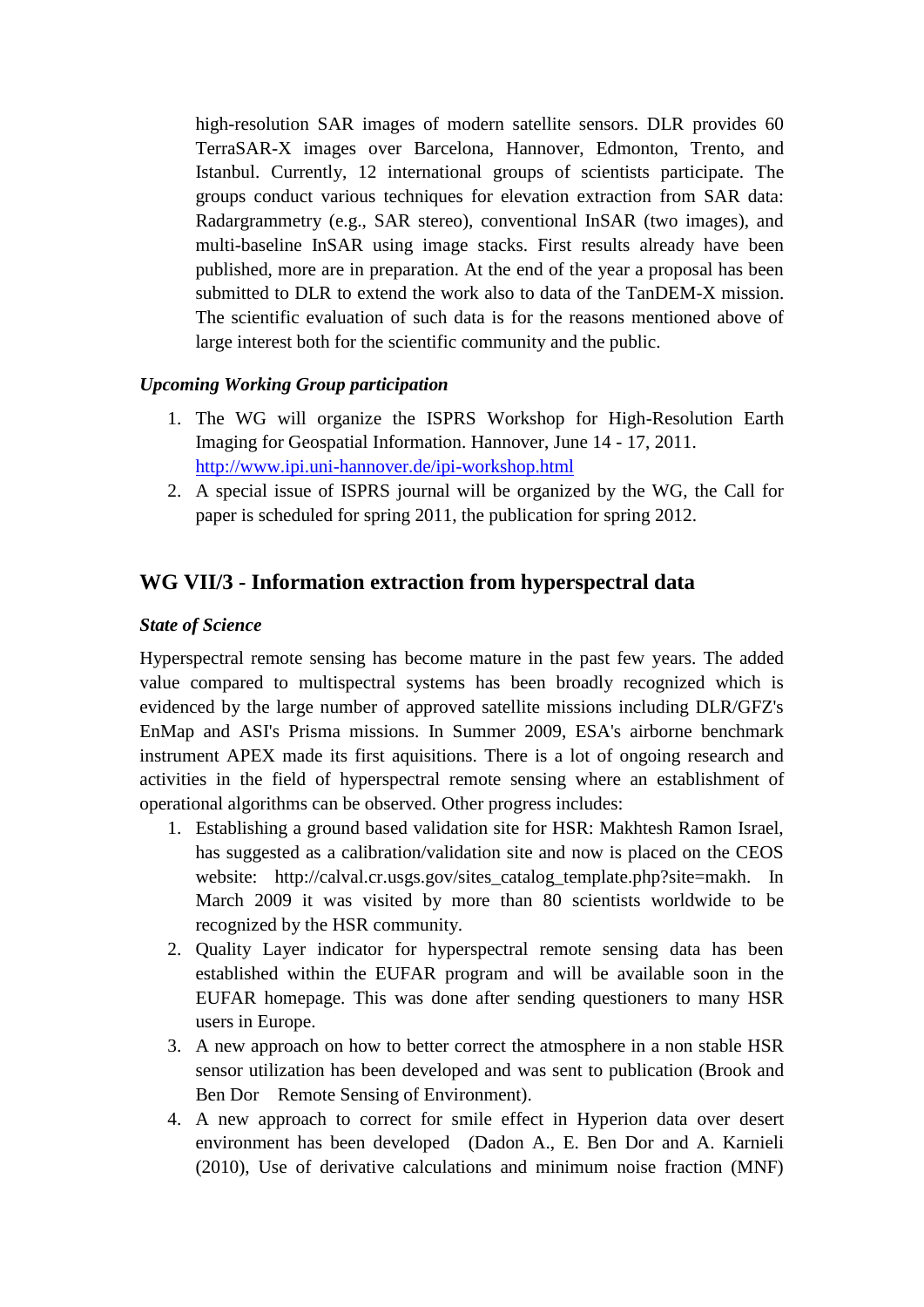high-resolution SAR images of modern satellite sensors. DLR provides 60 TerraSAR-X images over Barcelona, Hannover, Edmonton, Trento, and Istanbul. Currently, 12 international groups of scientists participate. The groups conduct various techniques for elevation extraction from SAR data: Radargrammetry (e.g., SAR stereo), conventional InSAR (two images), and multi-baseline InSAR using image stacks. First results already have been published, more are in preparation. At the end of the year a proposal has been submitted to DLR to extend the work also to data of the TanDEM-X mission. The scientific evaluation of such data is for the reasons mentioned above of large interest both for the scientific community and the public.

***Upcoming Working Group participation***

1. The WG will organize the ISPRS Workshop for High-Resolution Earth Imaging for Geospatial Information. Hannover, June 14 - 17, 2011. http://www.ipi.uni-hannover.de/ipi-workshop.html
2. A special issue of ISPRS journal will be organized by the WG, the Call for paper is scheduled for spring 2011, the publication for spring 2012.

## WG VII/3 - Information extraction from hyperspectral data

***State of Science***

Hyperspectral remote sensing has become mature in the past few years. The added value compared to multispectral systems has been broadly recognized which is evidenced by the large number of approved satellite missions including DLR/GFZ's EnMap and ASI's Prisma missions. In Summer 2009, ESA's airborne benchmark instrument APEX made its first aquisitions. There is a lot of ongoing research and activities in the field of hyperspectral remote sensing where an establishment of operational algorithms can be observed. Other progress includes:

1. Establishing a ground based validation site for HSR: Makhtesh Ramon Israel, has suggested as a calibration/validation site and now is placed on the CEOS website: http://calval.cr.usgs.gov/sites_catalog_template.php?site=makh. In March 2009 it was visited by more than 80 scientists worldwide to be recognized by the HSR community.
2. Quality Layer indicator for hyperspectral remote sensing data has been established within the EUFAR program and will be available soon in the EUFAR homepage. This was done after sending questioners to many HSR users in Europe.
3. A new approach on how to better correct the atmosphere in a non stable HSR sensor utilization has been developed and was sent to publication (Brook and Ben Dor Remote Sensing of Environment).
4. A new approach to correct for smile effect in Hyperion data over desert environment has been developed (Dadon A., E. Ben Dor and A. Karnieli (2010), Use of derivative calculations and minimum noise fraction (MNF)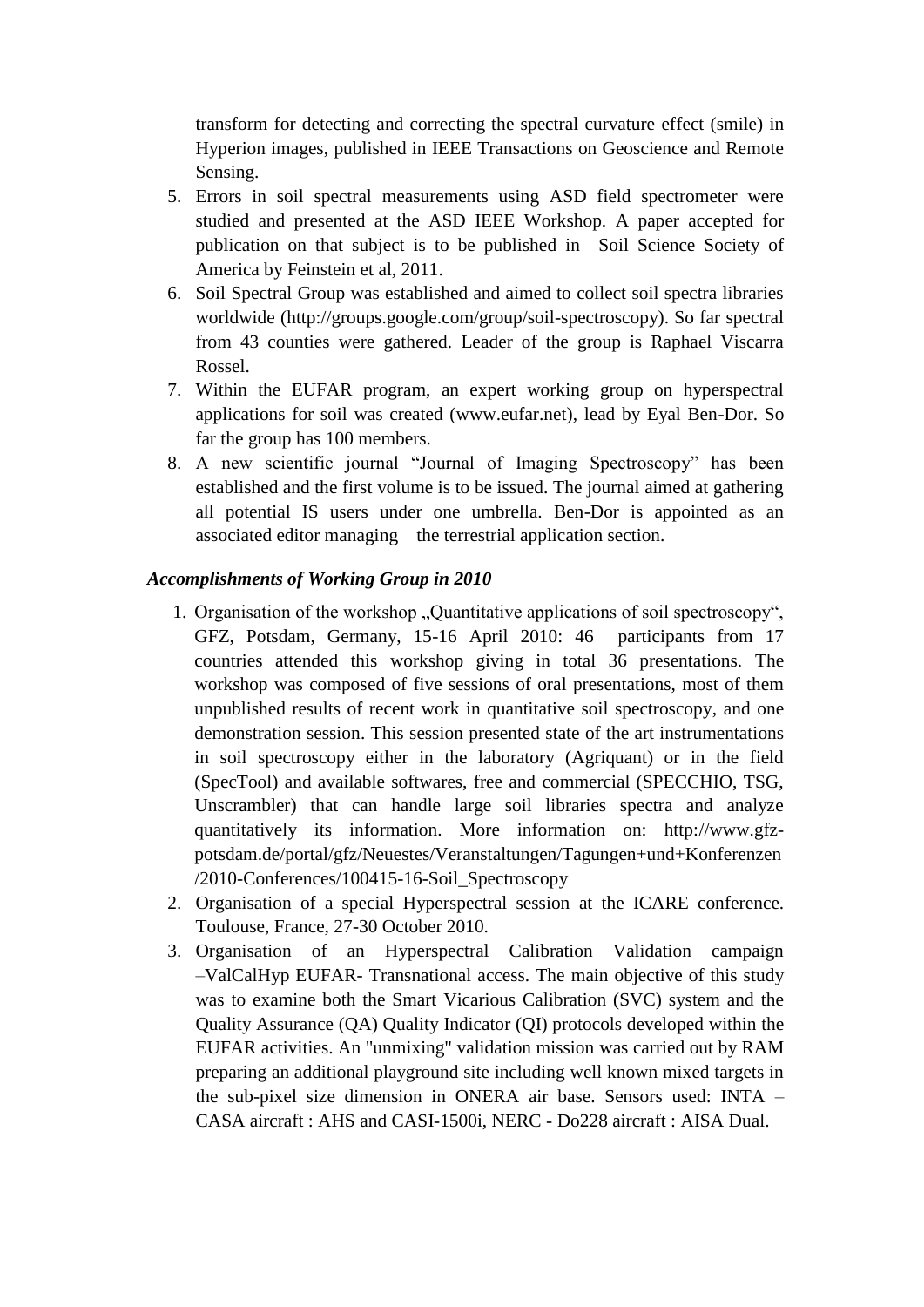transform for detecting and correcting the spectral curvature effect (smile) in Hyperion images, published in IEEE Transactions on Geoscience and Remote Sensing.

5. Errors in soil spectral measurements using ASD field spectrometer were studied and presented at the ASD IEEE Workshop. A paper accepted for publication on that subject is to be published in Soil Science Society of America by Feinstein et al, 2011.
6. Soil Spectral Group was established and aimed to collect soil spectra libraries worldwide (http://groups.google.com/group/soil-spectroscopy). So far spectral from 43 counties were gathered. Leader of the group is Raphael Viscarra Rossel.
7. Within the EUFAR program, an expert working group on hyperspectral applications for soil was created (www.eufar.net), lead by Eyal Ben-Dor. So far the group has 100 members.
8. A new scientific journal "Journal of Imaging Spectroscopy" has been established and the first volume is to be issued. The journal aimed at gathering all potential IS users under one umbrella. Ben-Dor is appointed as an associated editor managing the terrestrial application section.

***Accomplishments of Working Group in 2010***

1. Organisation of the workshop „Quantitative applications of soil spectroscopy", GFZ, Potsdam, Germany, 15-16 April 2010: 46 participants from 17 countries attended this workshop giving in total 36 presentations. The workshop was composed of five sessions of oral presentations, most of them unpublished results of recent work in quantitative soil spectroscopy, and one demonstration session. This session presented state of the art instrumentations in soil spectroscopy either in the laboratory (Agriquant) or in the field (SpecTool) and available softwares, free and commercial (SPECCHIO, TSG, Unscrambler) that can handle large soil libraries spectra and analyze quantitatively its information. More information on: http://www.gfz-potsdam.de/portal/gfz/Neuestes/Veranstaltungen/Tagungen+und+Konferenzen/2010-Conferences/100415-16-Soil_Spectroscopy
2. Organisation of a special Hyperspectral session at the ICARE conference. Toulouse, France, 27-30 October 2010.
3. Organisation of an Hyperspectral Calibration Validation campaign –ValCalHyp EUFAR- Transnational access. The main objective of this study was to examine both the Smart Vicarious Calibration (SVC) system and the Quality Assurance (QA) Quality Indicator (QI) protocols developed within the EUFAR activities. An "unmixing" validation mission was carried out by RAM preparing an additional playground site including well known mixed targets in the sub-pixel size dimension in ONERA air base. Sensors used: INTA – CASA aircraft : AHS and CASI-1500i, NERC - Do228 aircraft : AISA Dual.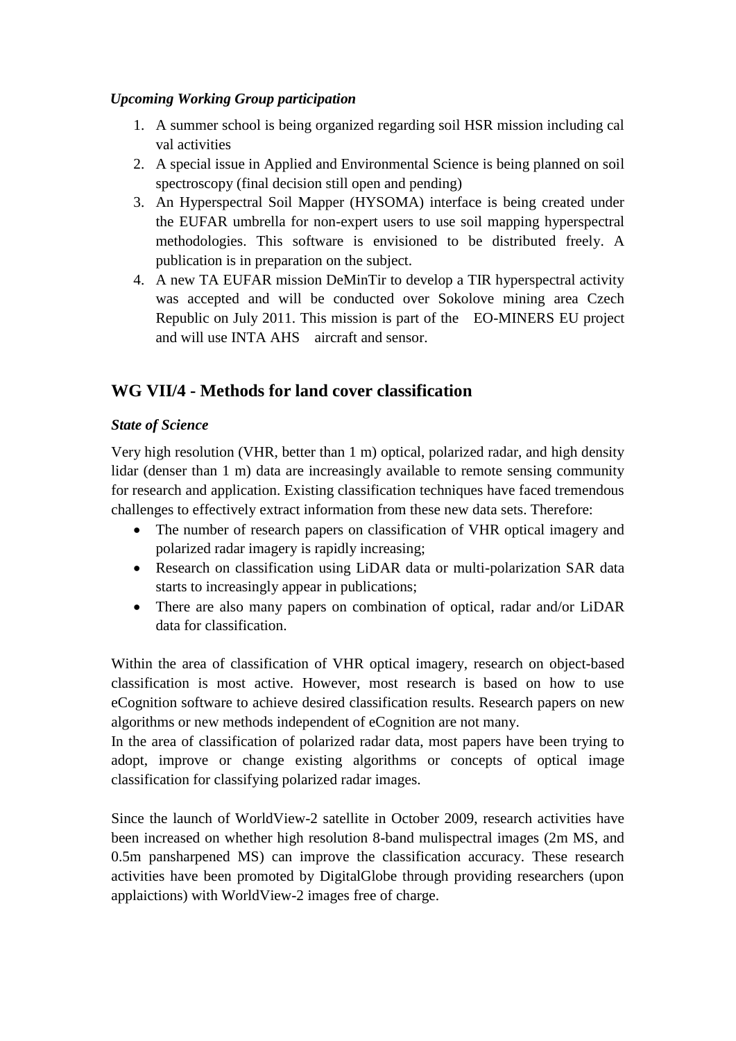*Upcoming Working Group participation*

1. A summer school is being organized regarding soil HSR mission including cal val activities
2. A special issue in Applied and Environmental Science is being planned on soil spectroscopy (final decision still open and pending)
3. An Hyperspectral Soil Mapper (HYSOMA) interface is being created under the EUFAR umbrella for non-expert users to use soil mapping hyperspectral methodologies. This software is envisioned to be distributed freely. A publication is in preparation on the subject.
4. A new TA EUFAR mission DeMinTir to develop a TIR hyperspectral activity was accepted and will be conducted over Sokolove mining area Czech Republic on July 2011. This mission is part of the EO-MINERS EU project and will use INTA AHS aircraft and sensor.

## WG VII/4 - Methods for land cover classification

*State of Science*

Very high resolution (VHR, better than 1 m) optical, polarized radar, and high density lidar (denser than 1 m) data are increasingly available to remote sensing community for research and application. Existing classification techniques have faced tremendous challenges to effectively extract information from these new data sets. Therefore:

- The number of research papers on classification of VHR optical imagery and polarized radar imagery is rapidly increasing;
- Research on classification using LiDAR data or multi-polarization SAR data starts to increasingly appear in publications;
- There are also many papers on combination of optical, radar and/or LiDAR data for classification.

Within the area of classification of VHR optical imagery, research on object-based classification is most active. However, most research is based on how to use eCognition software to achieve desired classification results. Research papers on new algorithms or new methods independent of eCognition are not many.
In the area of classification of polarized radar data, most papers have been trying to adopt, improve or change existing algorithms or concepts of optical image classification for classifying polarized radar images.

Since the launch of WorldView-2 satellite in October 2009, research activities have been increased on whether high resolution 8-band mulispectral images (2m MS, and 0.5m pansharpened MS) can improve the classification accuracy. These research activities have been promoted by DigitalGlobe through providing researchers (upon applaictions) with WorldView-2 images free of charge.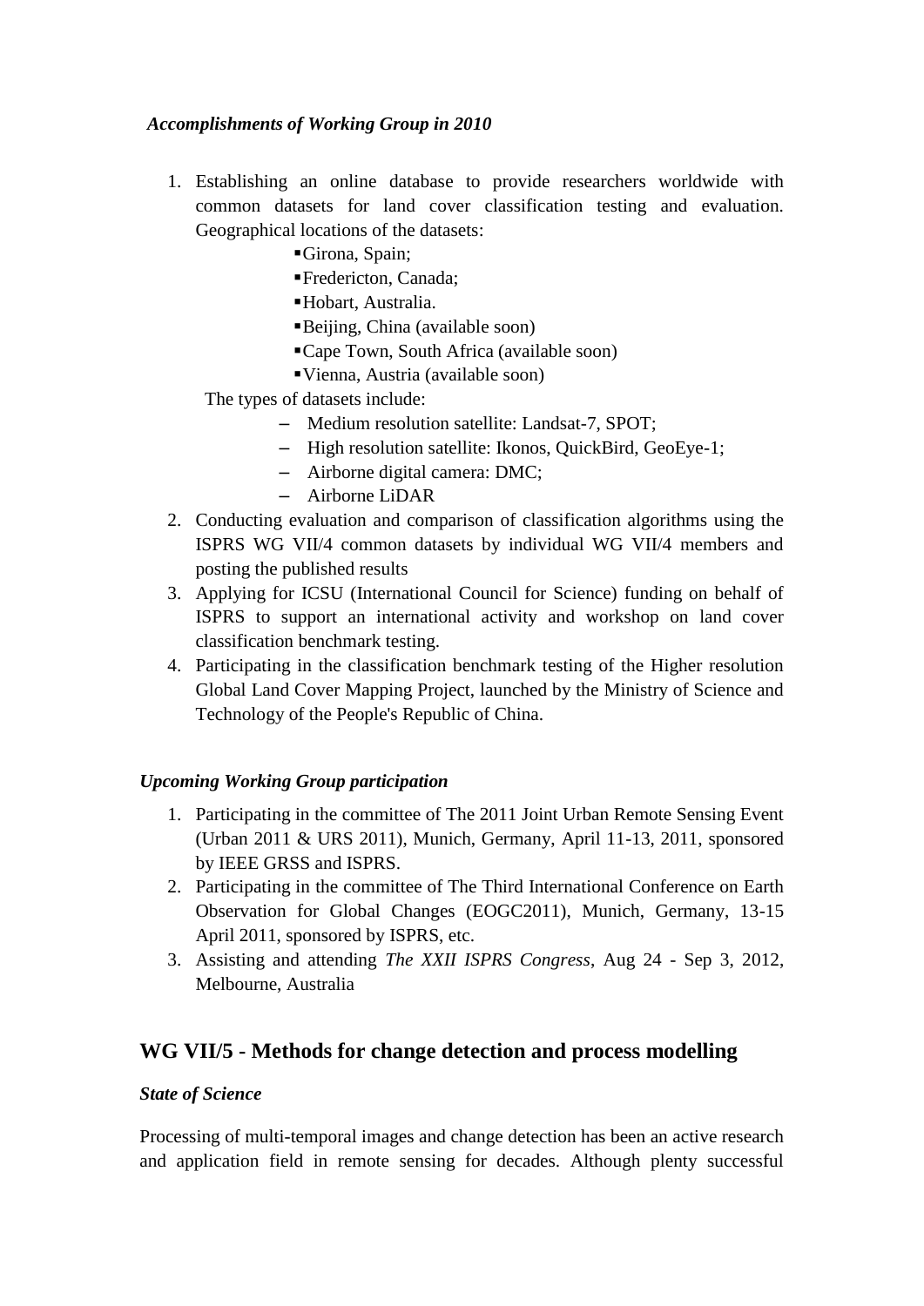*Accomplishments of Working Group in 2010*

1. Establishing an online database to provide researchers worldwide with common datasets for land cover classification testing and evaluation. Geographical locations of the datasets:
    - Girona, Spain;
    - Fredericton, Canada;
    - Hobart, Australia.
    - Beijing, China (available soon)
    - Cape Town, South Africa (available soon)
    - Vienna, Austria (available soon)

   The types of datasets include:
    - Medium resolution satellite: Landsat-7, SPOT;
    - High resolution satellite: Ikonos, QuickBird, GeoEye-1;
    - Airborne digital camera: DMC;
    - Airborne LiDAR
2. Conducting evaluation and comparison of classification algorithms using the ISPRS WG VII/4 common datasets by individual WG VII/4 members and posting the published results
3. Applying for ICSU (International Council for Science) funding on behalf of ISPRS to support an international activity and workshop on land cover classification benchmark testing.
4. Participating in the classification benchmark testing of the Higher resolution Global Land Cover Mapping Project, launched by the Ministry of Science and Technology of the People's Republic of China.

*Upcoming Working Group participation*

1. Participating in the committee of The 2011 Joint Urban Remote Sensing Event (Urban 2011 & URS 2011), Munich, Germany, April 11-13, 2011, sponsored by IEEE GRSS and ISPRS.
2. Participating in the committee of The Third International Conference on Earth Observation for Global Changes (EOGC2011), Munich, Germany, 13-15 April 2011, sponsored by ISPRS, etc.
3. Assisting and attending *The XXII ISPRS Congress*, Aug 24 - Sep 3, 2012, Melbourne, Australia

## WG VII/5 - Methods for change detection and process modelling

*State of Science*

Processing of multi-temporal images and change detection has been an active research and application field in remote sensing for decades. Although plenty successful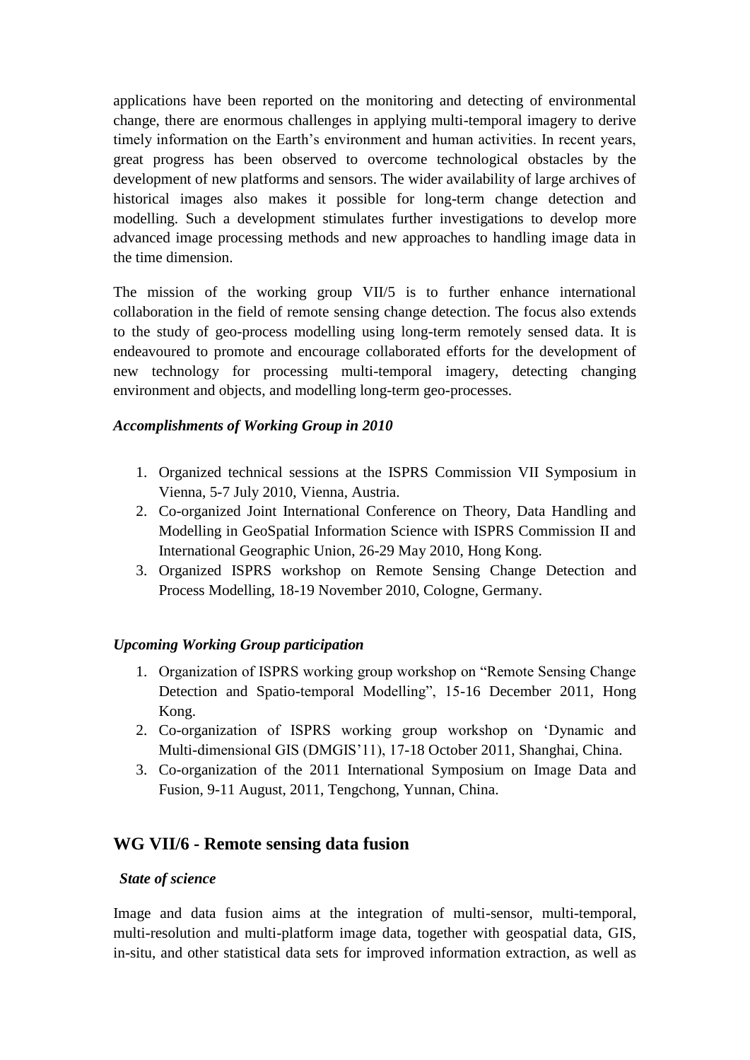applications have been reported on the monitoring and detecting of environmental change, there are enormous challenges in applying multi-temporal imagery to derive timely information on the Earth's environment and human activities. In recent years, great progress has been observed to overcome technological obstacles by the development of new platforms and sensors. The wider availability of large archives of historical images also makes it possible for long-term change detection and modelling. Such a development stimulates further investigations to develop more advanced image processing methods and new approaches to handling image data in the time dimension.

The mission of the working group VII/5 is to further enhance international collaboration in the field of remote sensing change detection. The focus also extends to the study of geo-process modelling using long-term remotely sensed data. It is endeavoured to promote and encourage collaborated efforts for the development of new technology for processing multi-temporal imagery, detecting changing environment and objects, and modelling long-term geo-processes.

***Accomplishments of Working Group in 2010***

1. Organized technical sessions at the ISPRS Commission VII Symposium in Vienna, 5-7 July 2010, Vienna, Austria.
2. Co-organized Joint International Conference on Theory, Data Handling and Modelling in GeoSpatial Information Science with ISPRS Commission II and International Geographic Union, 26-29 May 2010, Hong Kong.
3. Organized ISPRS workshop on Remote Sensing Change Detection and Process Modelling, 18-19 November 2010, Cologne, Germany.

***Upcoming Working Group participation***

1. Organization of ISPRS working group workshop on "Remote Sensing Change Detection and Spatio-temporal Modelling", 15-16 December 2011, Hong Kong.
2. Co-organization of ISPRS working group workshop on 'Dynamic and Multi-dimensional GIS (DMGIS'11), 17-18 October 2011, Shanghai, China.
3. Co-organization of the 2011 International Symposium on Image Data and Fusion, 9-11 August, 2011, Tengchong, Yunnan, China.

## WG VII/6 - Remote sensing data fusion

***State of science***

Image and data fusion aims at the integration of multi-sensor, multi-temporal, multi-resolution and multi-platform image data, together with geospatial data, GIS, in-situ, and other statistical data sets for improved information extraction, as well as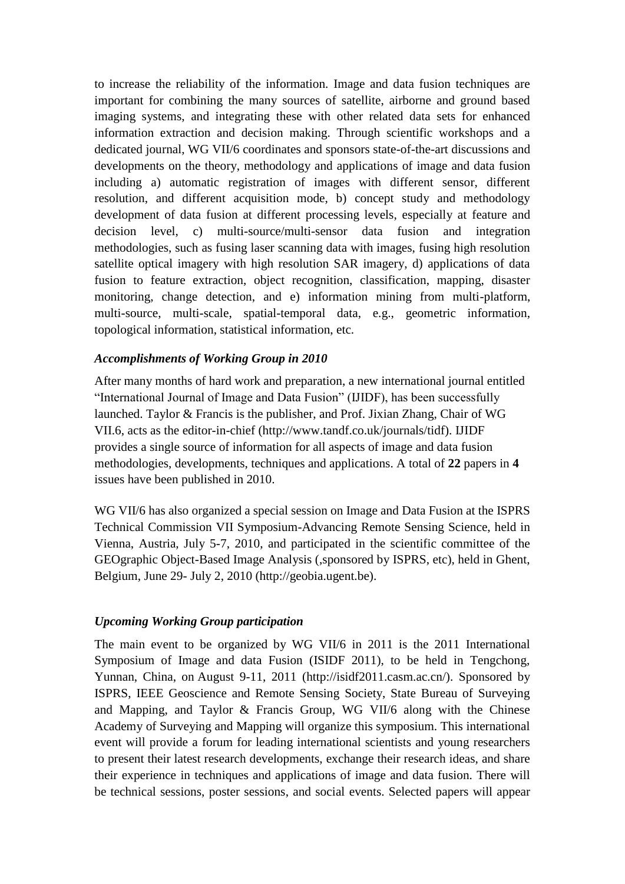to increase the reliability of the information. Image and data fusion techniques are important for combining the many sources of satellite, airborne and ground based imaging systems, and integrating these with other related data sets for enhanced information extraction and decision making. Through scientific workshops and a dedicated journal, WG VII/6 coordinates and sponsors state-of-the-art discussions and developments on the theory, methodology and applications of image and data fusion including a) automatic registration of images with different sensor, different resolution, and different acquisition mode, b) concept study and methodology development of data fusion at different processing levels, especially at feature and decision level, c) multi-source/multi-sensor data fusion and integration methodologies, such as fusing laser scanning data with images, fusing high resolution satellite optical imagery with high resolution SAR imagery, d) applications of data fusion to feature extraction, object recognition, classification, mapping, disaster monitoring, change detection, and e) information mining from multi-platform, multi-source, multi-scale, spatial-temporal data, e.g., geometric information, topological information, statistical information, etc.

### *Accomplishments of Working Group in 2010*

After many months of hard work and preparation, a new international journal entitled "International Journal of Image and Data Fusion" (IJIDF), has been successfully launched. Taylor & Francis is the publisher, and Prof. Jixian Zhang, Chair of WG VII.6, acts as the editor-in-chief (http://www.tandf.co.uk/journals/tidf). IJIDF provides a single source of information for all aspects of image and data fusion methodologies, developments, techniques and applications. A total of **22** papers in **4** issues have been published in 2010.

WG VII/6 has also organized a special session on Image and Data Fusion at the ISPRS Technical Commission VII Symposium-Advancing Remote Sensing Science, held in Vienna, Austria, July 5-7, 2010, and participated in the scientific committee of the GEOgraphic Object-Based Image Analysis (,sponsored by ISPRS, etc), held in Ghent, Belgium, June 29- July 2, 2010 (http://geobia.ugent.be).

### *Upcoming Working Group participation*

The main event to be organized by WG VII/6 in 2011 is the 2011 International Symposium of Image and data Fusion (ISIDF 2011), to be held in Tengchong, Yunnan, China, on August 9-11, 2011 (http://isidf2011.casm.ac.cn/). Sponsored by ISPRS, IEEE Geoscience and Remote Sensing Society, State Bureau of Surveying and Mapping, and Taylor & Francis Group, WG VII/6 along with the Chinese Academy of Surveying and Mapping will organize this symposium. This international event will provide a forum for leading international scientists and young researchers to present their latest research developments, exchange their research ideas, and share their experience in techniques and applications of image and data fusion. There will be technical sessions, poster sessions, and social events. Selected papers will appear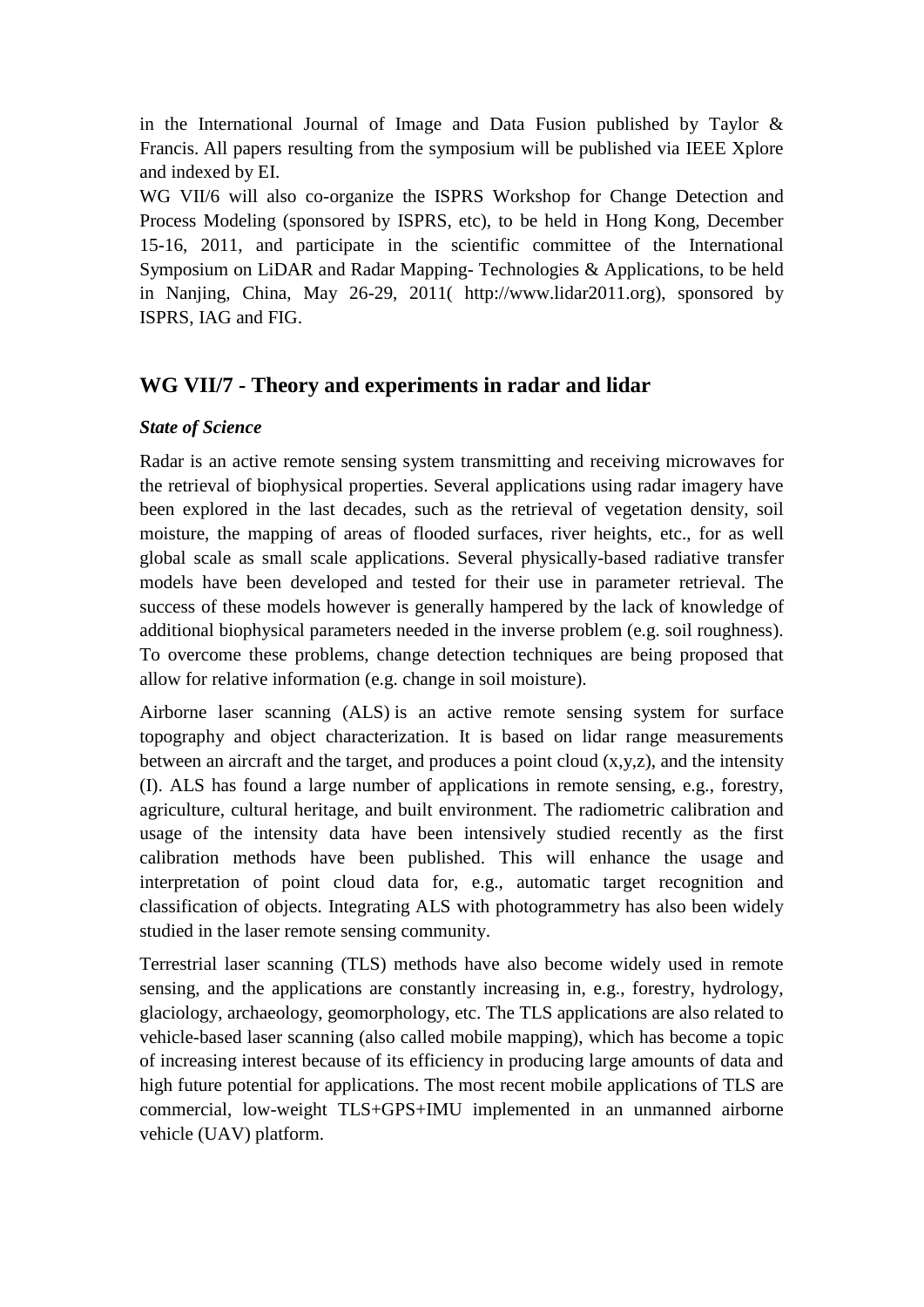in the International Journal of Image and Data Fusion published by Taylor & Francis. All papers resulting from the symposium will be published via IEEE Xplore and indexed by EI.

WG VII/6 will also co-organize the ISPRS Workshop for Change Detection and Process Modeling (sponsored by ISPRS, etc), to be held in Hong Kong, December 15-16, 2011, and participate in the scientific committee of the International Symposium on LiDAR and Radar Mapping- Technologies & Applications, to be held in Nanjing, China, May 26-29, 2011( http://www.lidar2011.org), sponsored by ISPRS, IAG and FIG.

## WG VII/7 - Theory and experiments in radar and lidar

***State of Science***

Radar is an active remote sensing system transmitting and receiving microwaves for the retrieval of biophysical properties. Several applications using radar imagery have been explored in the last decades, such as the retrieval of vegetation density, soil moisture, the mapping of areas of flooded surfaces, river heights, etc., for as well global scale as small scale applications. Several physically-based radiative transfer models have been developed and tested for their use in parameter retrieval. The success of these models however is generally hampered by the lack of knowledge of additional biophysical parameters needed in the inverse problem (e.g. soil roughness). To overcome these problems, change detection techniques are being proposed that allow for relative information (e.g. change in soil moisture).

Airborne laser scanning (ALS) is an active remote sensing system for surface topography and object characterization. It is based on lidar range measurements between an aircraft and the target, and produces a point cloud (x,y,z), and the intensity (I). ALS has found a large number of applications in remote sensing, e.g., forestry, agriculture, cultural heritage, and built environment. The radiometric calibration and usage of the intensity data have been intensively studied recently as the first calibration methods have been published. This will enhance the usage and interpretation of point cloud data for, e.g., automatic target recognition and classification of objects. Integrating ALS with photogrammetry has also been widely studied in the laser remote sensing community.

Terrestrial laser scanning (TLS) methods have also become widely used in remote sensing, and the applications are constantly increasing in, e.g., forestry, hydrology, glaciology, archaeology, geomorphology, etc. The TLS applications are also related to vehicle-based laser scanning (also called mobile mapping), which has become a topic of increasing interest because of its efficiency in producing large amounts of data and high future potential for applications. The most recent mobile applications of TLS are commercial, low-weight TLS+GPS+IMU implemented in an unmanned airborne vehicle (UAV) platform.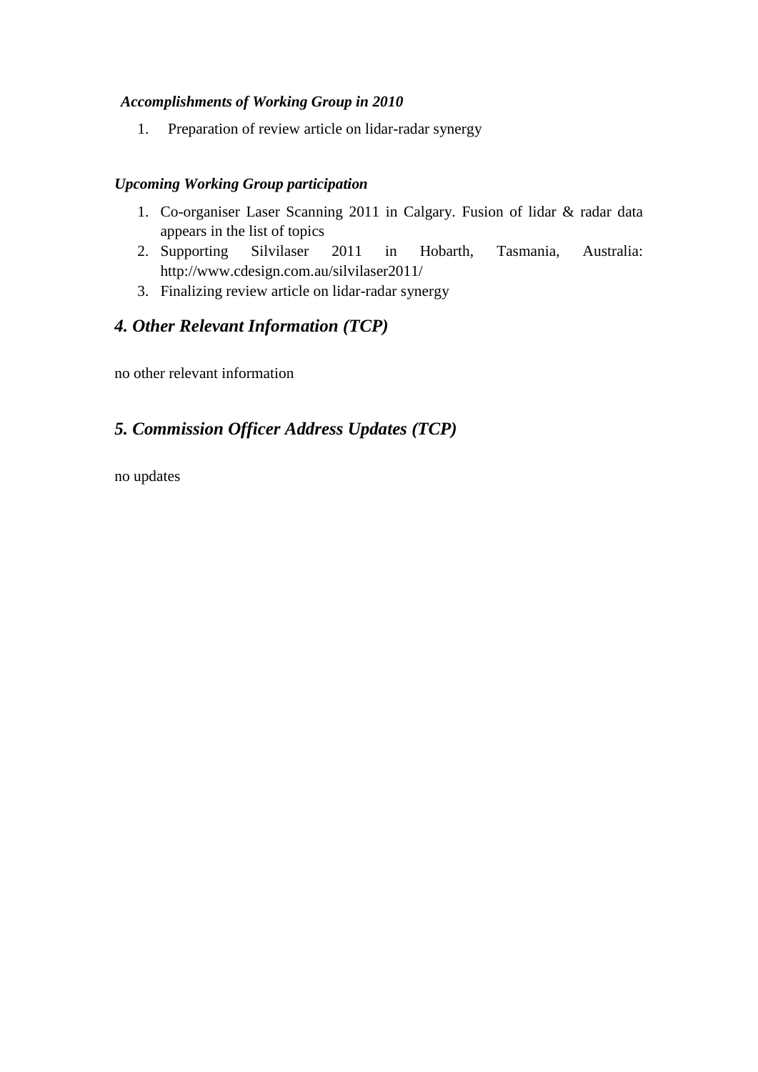***Accomplishments of Working Group in 2010***

1. Preparation of review article on lidar-radar synergy

***Upcoming Working Group participation***

1. Co-organiser Laser Scanning 2011 in Calgary. Fusion of lidar & radar data appears in the list of topics
2. Supporting Silvilaser 2011 in Hobarth, Tasmania, Australia: http://www.cdesign.com.au/silvilaser2011/
3. Finalizing review article on lidar-radar synergy

## *4. Other Relevant Information (TCP)*

no other relevant information

## *5. Commission Officer Address Updates (TCP)*

no updates